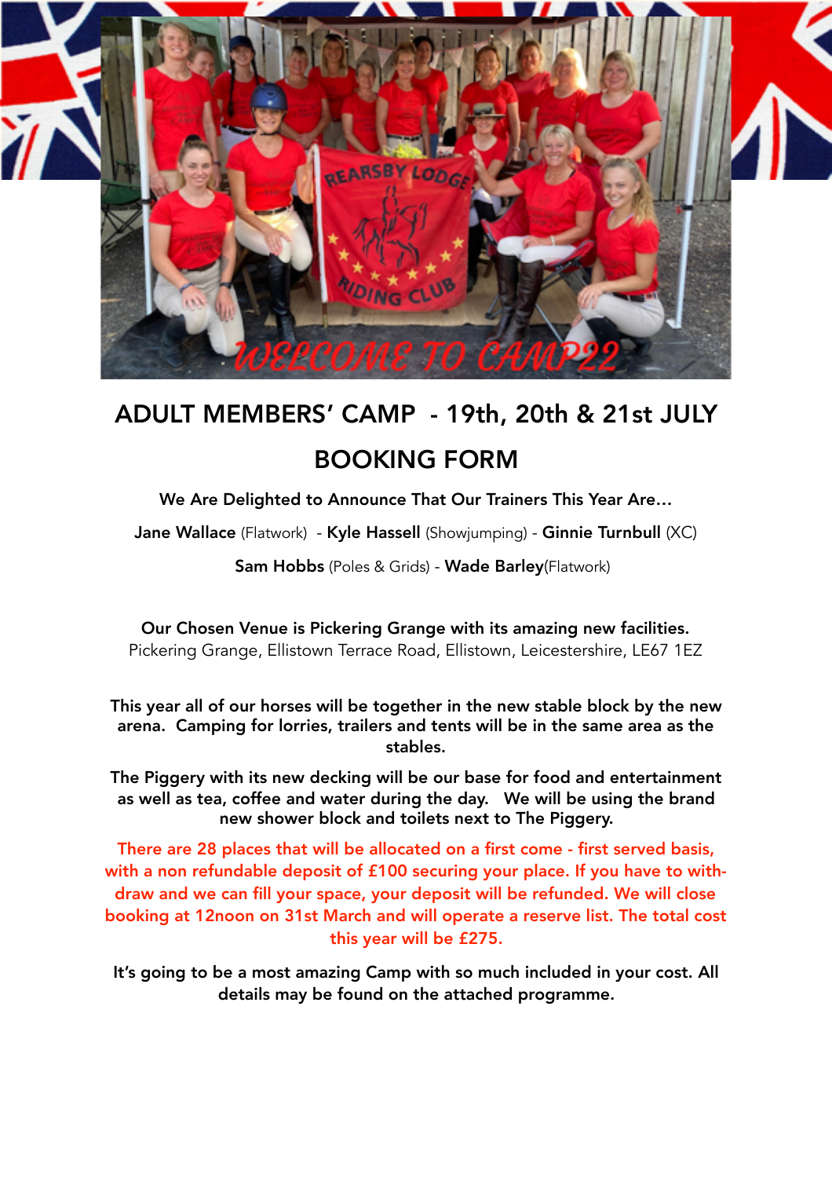# ADULT MEMBERS' CAMP - 19th, 20th & 21st JULY

# BOOKING FORM

**We Are Delighted to Announce That Our Trainers This Year Are…**

**Jane Wallace** (Flatwork) - **Kyle Hassell** (Showjumping) - **Ginnie Turnbull** (XC)

**Sam Hobbs** (Poles & Grids) - **Wade Barley**(Flatwork)

**Our Chosen Venue is Pickering Grange with its amazing new facilities.**
Pickering Grange, Ellistown Terrace Road, Ellistown, Leicestershire, LE67 1EZ

**This year all of our horses will be together in the new stable block by the new arena. Camping for lorries, trailers and tents will be in the same area as the stables.**

**The Piggery with its new decking will be our base for food and entertainment as well as tea, coffee and water during the day. We will be using the brand new shower block and toilets next to The Piggery.**

**There are 28 places that will be allocated on a first come - first served basis, with a non refundable deposit of £100 securing your place. If you have to withdraw and we can fill your space, your deposit will be refunded. We will close booking at 12noon on 31st March and will operate a reserve list. The total cost this year will be £275.**

**It's going to be a most amazing Camp with so much included in your cost. All details may be found on the attached programme.**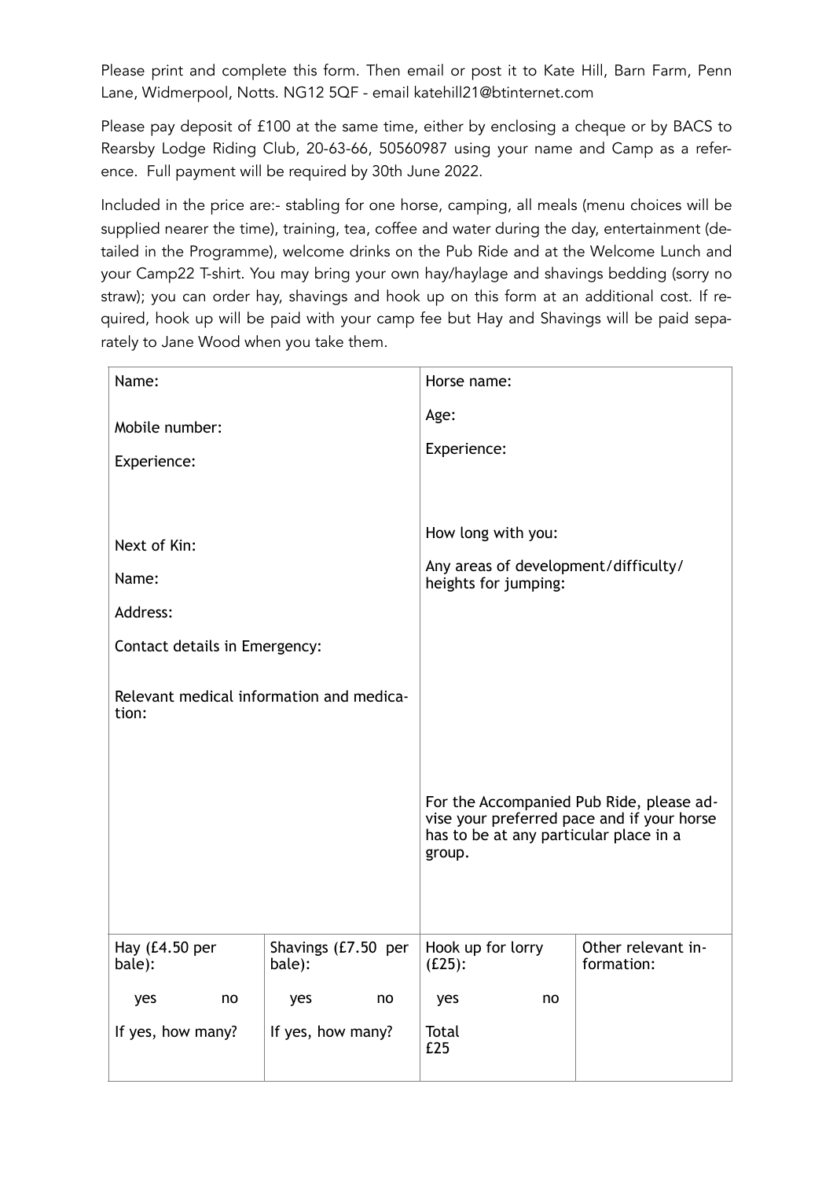Please print and complete this form. Then email or post it to Kate Hill, Barn Farm, Penn Lane, Widmerpool, Notts. NG12 5QF - email katehill21@btinternet.com

Please pay deposit of £100 at the same time, either by enclosing a cheque or by BACS to Rearsby Lodge Riding Club, 20-63-66, 50560987 using your name and Camp as a reference. Full payment will be required by 30th June 2022.

Included in the price are:- stabling for one horse, camping, all meals (menu choices will be supplied nearer the time), training, tea, coffee and water during the day, entertainment (detailed in the Programme), welcome drinks on the Pub Ride and at the Welcome Lunch and your Camp22 T-shirt. You may bring your own hay/haylage and shavings bedding (sorry no straw); you can order hay, shavings and hook up on this form at an additional cost. If required, hook up will be paid with your camp fee but Hay and Shavings will be paid separately to Jane Wood when you take them.

| | | | |
|---|---|---|---|
| Name:<br><br>Mobile number:<br><br>Experience:<br><br><br>Next of Kin:<br><br>Name:<br><br>Address:<br><br>Contact details in Emergency:<br><br>Relevant medical information and medication: | | Horse name:<br><br>Age:<br><br>Experience:<br><br><br>How long with you:<br><br>Any areas of development/difficulty/ heights for jumping:<br><br><br>For the Accompanied Pub Ride, please advise your preferred pace and if your horse has to be at any particular place in a group. | |
| Hay (£4.50 per bale):<br><br>yes no<br><br>If yes, how many? | Shavings (£7.50 per bale):<br><br>yes no<br><br>If yes, how many? | Hook up for lorry (£25):<br><br>yes no<br><br>Total<br>£25 | Other relevant information: |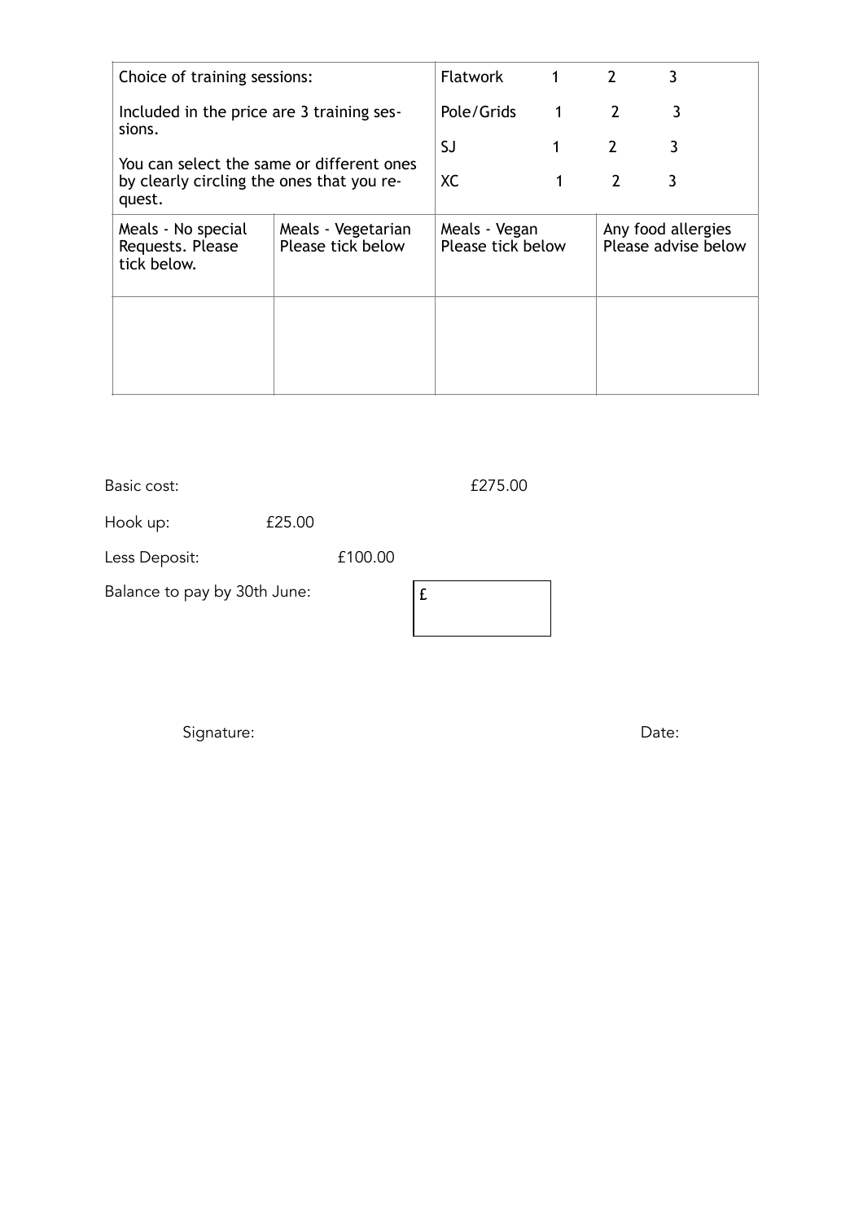| | | | | | |
|---|---|---|---|---|---|
| Choice of training sessions:<br><br>Included in the price are 3 training sessions.<br><br>You can select the same or different ones by clearly circling the ones that you request. | | Flatwork | 1 | 2 | 3 |
| | | Pole/Grids | 1 | 2 | 3 |
| | | SJ | 1 | 2 | 3 |
| | | XC | 1 | 2 | 3 |
| Meals - No special Requests. Please tick below. | Meals - Vegetarian Please tick below | Meals - Vegan Please tick below | | Any food allergies Please advise below | |
| | | | | | |

Basic cost: £275.00

Hook up: £25.00

Less Deposit: £100.00

Balance to pay by 30th June: £

Signature:

Date: